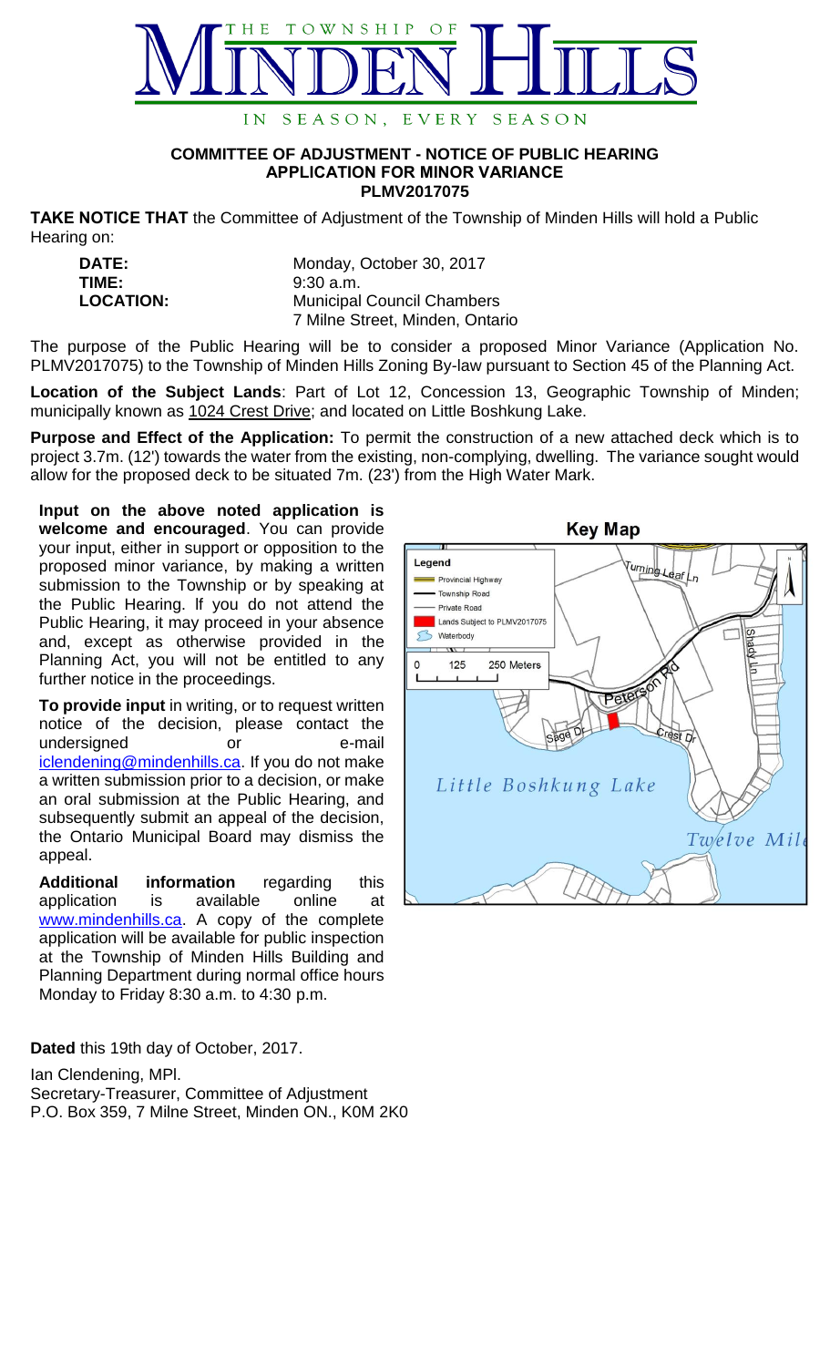# THE TOWNSHIP OF MINDEN HILLS

IN SEASON, EVERY SEASON

**COMMITTEE OF ADJUSTMENT - NOTICE OF PUBLIC HEARING**
**APPLICATION FOR MINOR VARIANCE**
**PLMV2017075**

**TAKE NOTICE THAT** the Committee of Adjustment of the Township of Minden Hills will hold a Public Hearing on:

**DATE:** Monday, October 30, 2017
**TIME:** 9:30 a.m.
**LOCATION:** Municipal Council Chambers
7 Milne Street, Minden, Ontario

The purpose of the Public Hearing will be to consider a proposed Minor Variance (Application No. PLMV2017075) to the Township of Minden Hills Zoning By-law pursuant to Section 45 of the Planning Act.

**Location of the Subject Lands**: Part of Lot 12, Concession 13, Geographic Township of Minden; municipally known as 1024 Crest Drive; and located on Little Boshkung Lake.

**Purpose and Effect of the Application:** To permit the construction of a new attached deck which is to project 3.7m. (12') towards the water from the existing, non-complying, dwelling. The variance sought would allow for the proposed deck to be situated 7m. (23') from the High Water Mark.

**Input on the above noted application is welcome and encouraged**. You can provide your input, either in support or opposition to the proposed minor variance, by making a written submission to the Township or by speaking at the Public Hearing. If you do not attend the Public Hearing, it may proceed in your absence and, except as otherwise provided in the Planning Act, you will not be entitled to any further notice in the proceedings.

**To provide input** in writing, or to request written notice of the decision, please contact the undersigned or e-mail iclendening@mindenhills.ca. If you do not make a written submission prior to a decision, or make an oral submission at the Public Hearing, and subsequently submit an appeal of the decision, the Ontario Municipal Board may dismiss the appeal.

**Additional information** regarding this application is available online at www.mindenhills.ca. A copy of the complete application will be available for public inspection at the Township of Minden Hills Building and Planning Department during normal office hours Monday to Friday 8:30 a.m. to 4:30 p.m.

**Key Map**

Legend
- Provincial Highway
- Township Road
- Private Road
- Lands Subject to PLMV2017075
- Waterbody

0 125 250 Meters

Turning Leaf Ln, Shady Ln, Peterson Rd, Sage Dr, Crest Dr, Little Boshkung Lake, Twelve Mile

**Dated** this 19th day of October, 2017.

Ian Clendening, MPl.
Secretary-Treasurer, Committee of Adjustment
P.O. Box 359, 7 Milne Street, Minden ON., K0M 2K0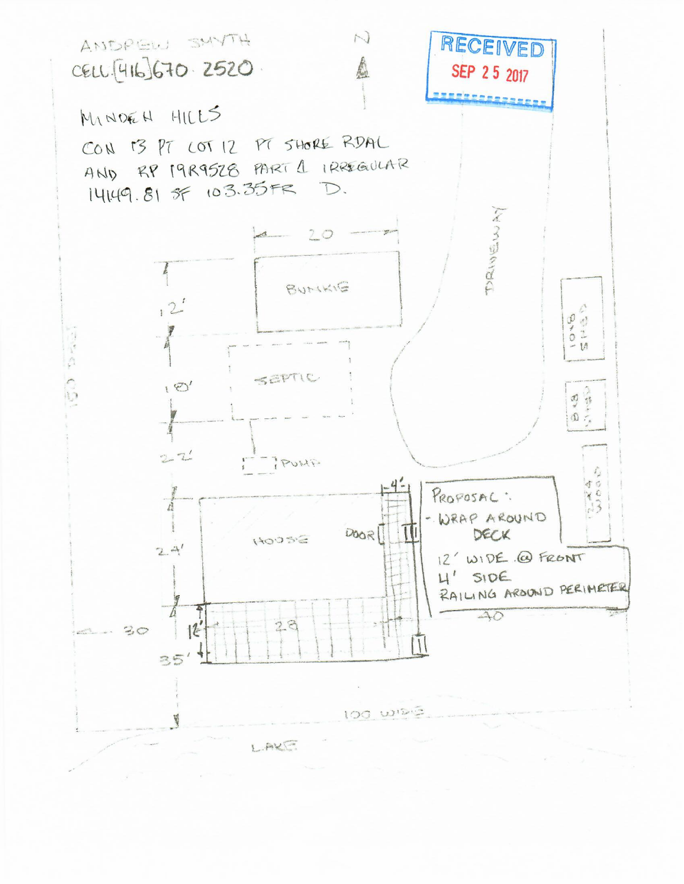ANDREW SMYTH

CELL [416] 670 2520

N

RECEIVED
SEP 25 2017

MINDEN HILLS

CON 13 PT LOT 12 PT SHORE RDAL
AND RP 19R9528 PART 1 IRREGULAR
14149.81 SF 103.35FR D.

20

BUNKIE

12'

SEPTIC

18'

22'

PUMP

DRIVEWAY

10x8 SHED

8x8 SHED

12x4 SHED

4'

HOUSE

DOOR

24'

PROPOSAL:
- WRAP AROUND DECK
12' WIDE @ FRONT
4' SIDE
RAILING AROUND PERIMETER

40

30

12'

28

35'

100 WIDE

LAKE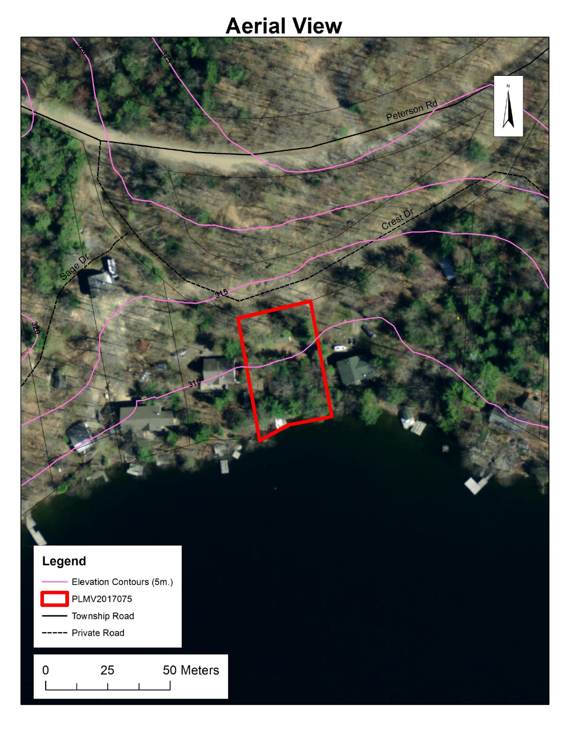# Aerial View

Peterson Rd

Crest Dr

Sage Dr

315

310

320

325

N

Legend

Elevation Contours (5m.)

PLMV2017075

Township Road

Private Road

0 25 50 Meters